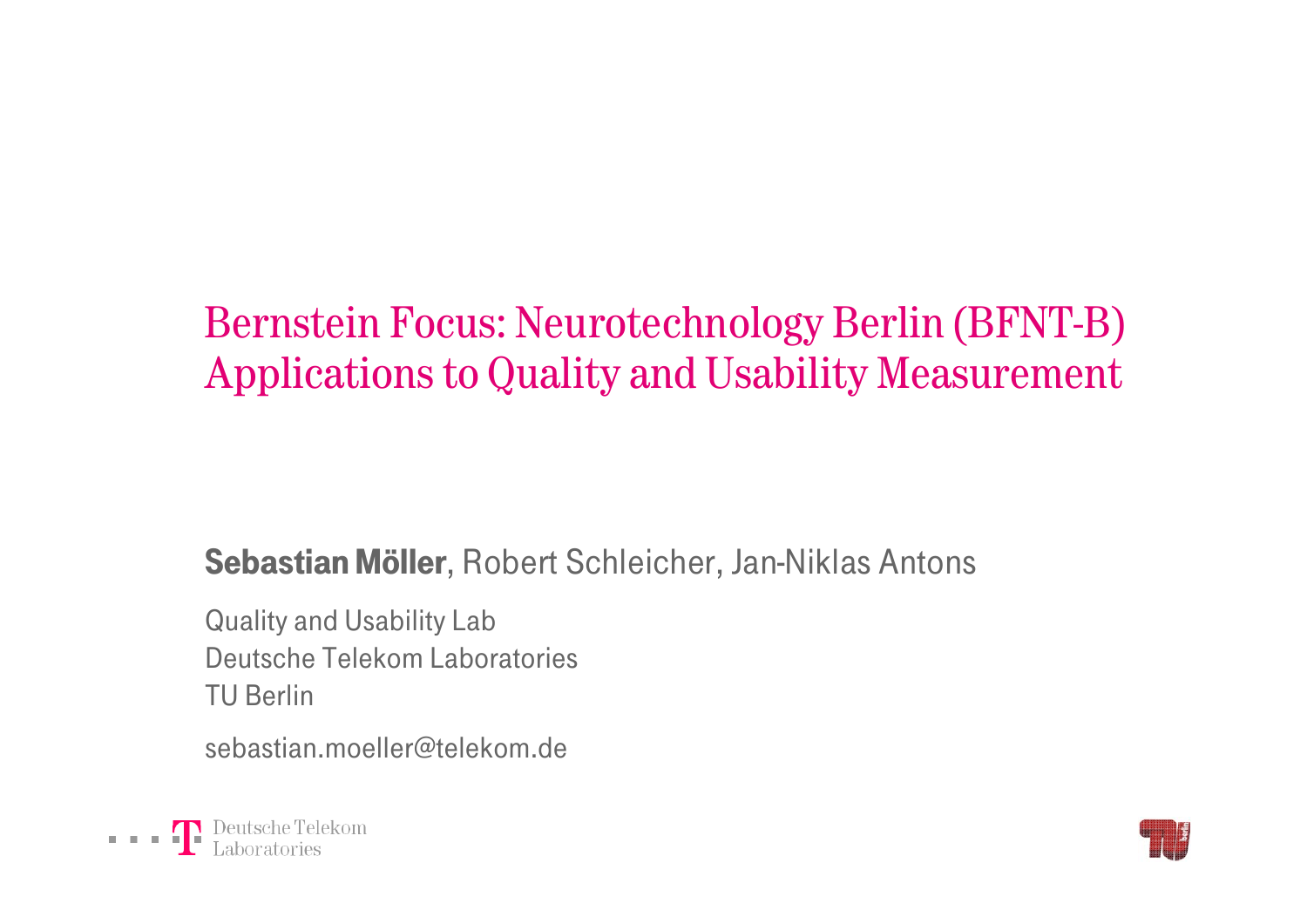# Bernstein Focus: Neurotechnology Berlin (BFNT-B) Applications to Quality and Usability Measurement

**Sebastian Möller**, Robert Schleicher, Jan-Niklas Antons

Quality and Usability Lab
Deutsche Telekom Laboratories
TU Berlin

sebastian.moeller@telekom.de

Deutsche Telekom Laboratories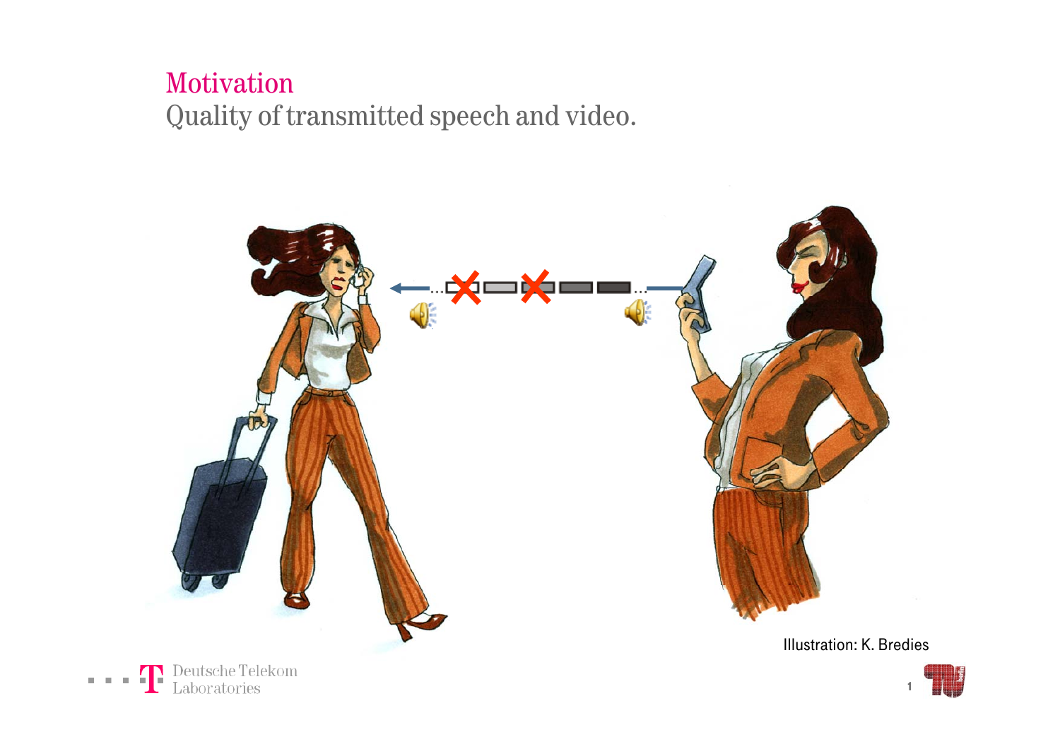# Motivation

## Quality of transmitted speech and video.

Illustration: K. Bredies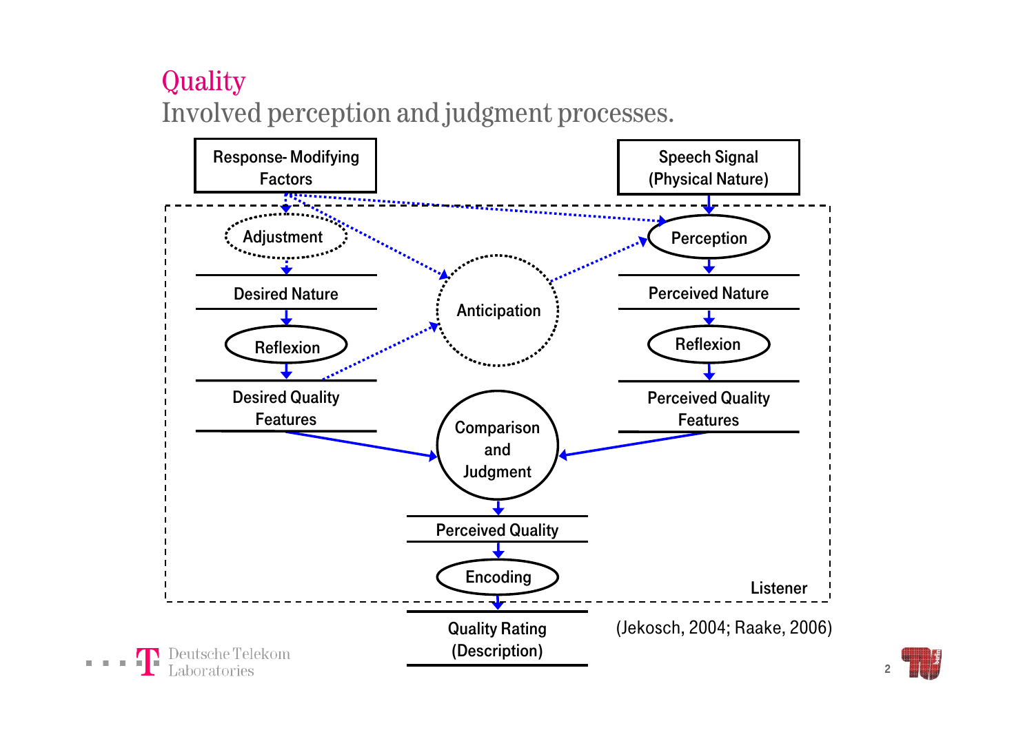# Quality

## Involved perception and judgment processes.

Response- Modifying Factors

Speech Signal (Physical Nature)

Adjustment

Perception

Desired Nature

Anticipation

Perceived Nature

Reflexion

Reflexion

Desired Quality Features

Perceived Quality Features

Comparison and Judgment

Perceived Quality

Encoding

Listener

Quality Rating (Description)

(Jekosch, 2004; Raake, 2006)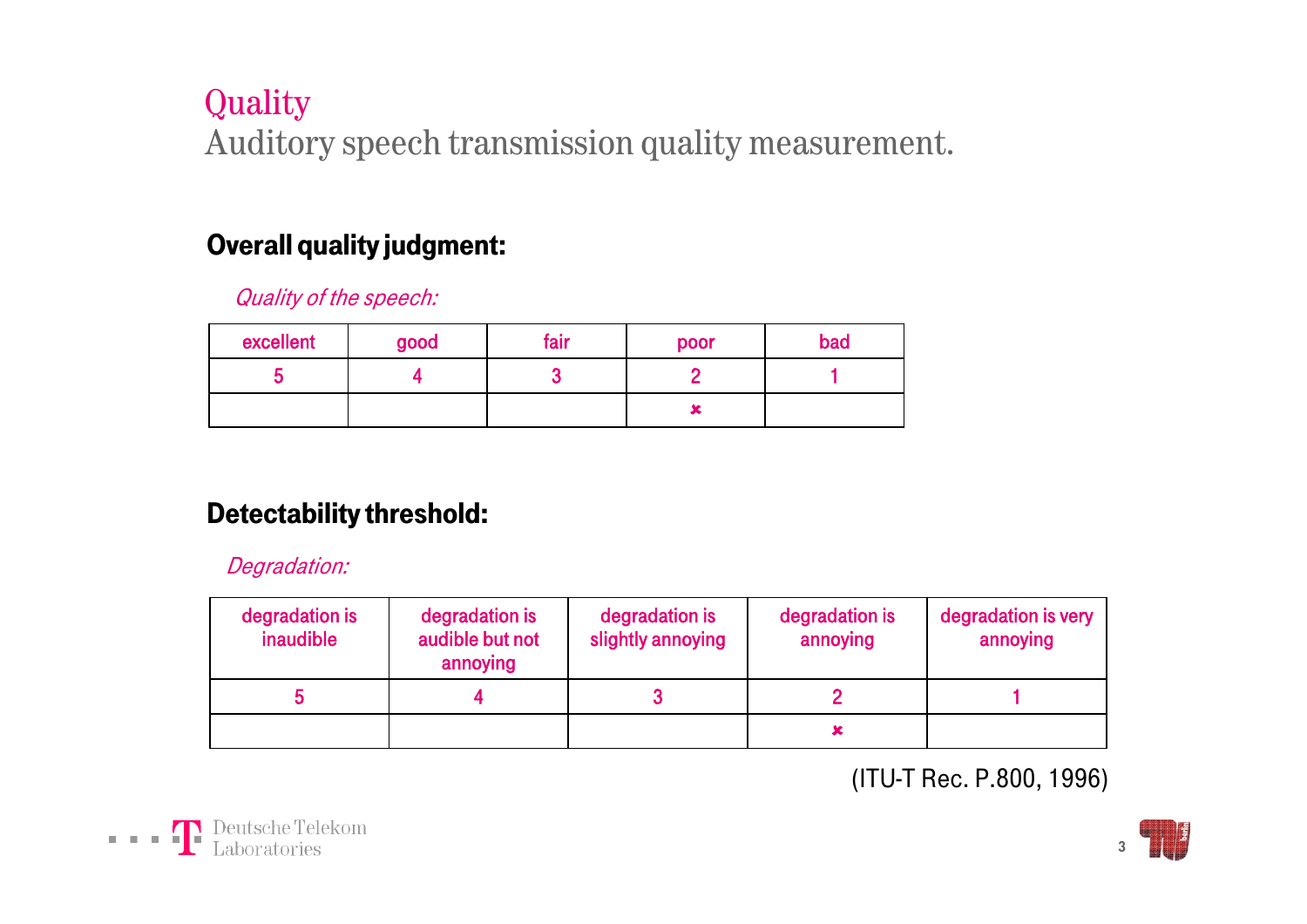# Quality

## Auditory speech transmission quality measurement.

### Overall quality judgment:

*Quality of the speech:*

| excellent | good | fair | poor | bad |
|---|---|---|---|---|
| 5 | 4 | 3 | 2 | 1 |
| | | | × | |

### Detectability threshold:

*Degradation:*

| degradation is inaudible | degradation is audible but not annoying | degradation is slightly annoying | degradation is annoying | degradation is very annoying |
|---|---|---|---|---|
| 5 | 4 | 3 | 2 | 1 |
| | | | × | |

(ITU-T Rec. P.800, 1996)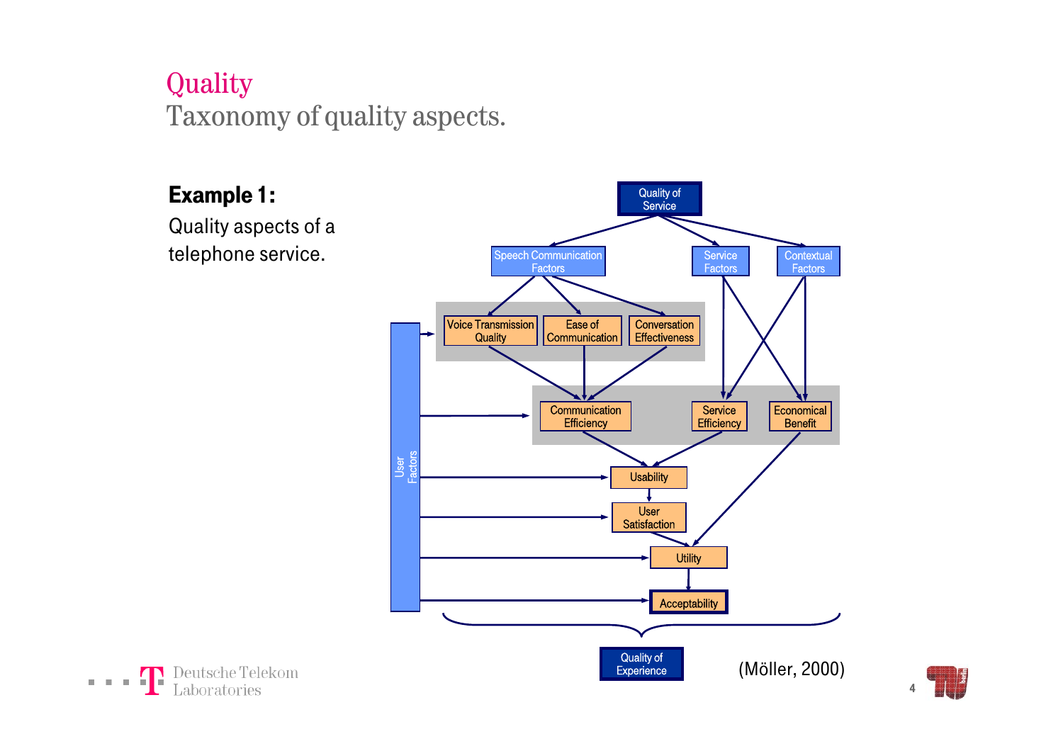# Quality

## Taxonomy of quality aspects.

**Example 1:**

Quality aspects of a telephone service.

Quality of Service

Speech Communication Factors | Service Factors | Contextual Factors

Voice Transmission Quality | Ease of Communication | Conversation Effectiveness

Communication Efficiency | Service Efficiency | Economical Benefit

User Factors

Usability

User Satisfaction

Utility

Acceptability

Quality of Experience

(Möller, 2000)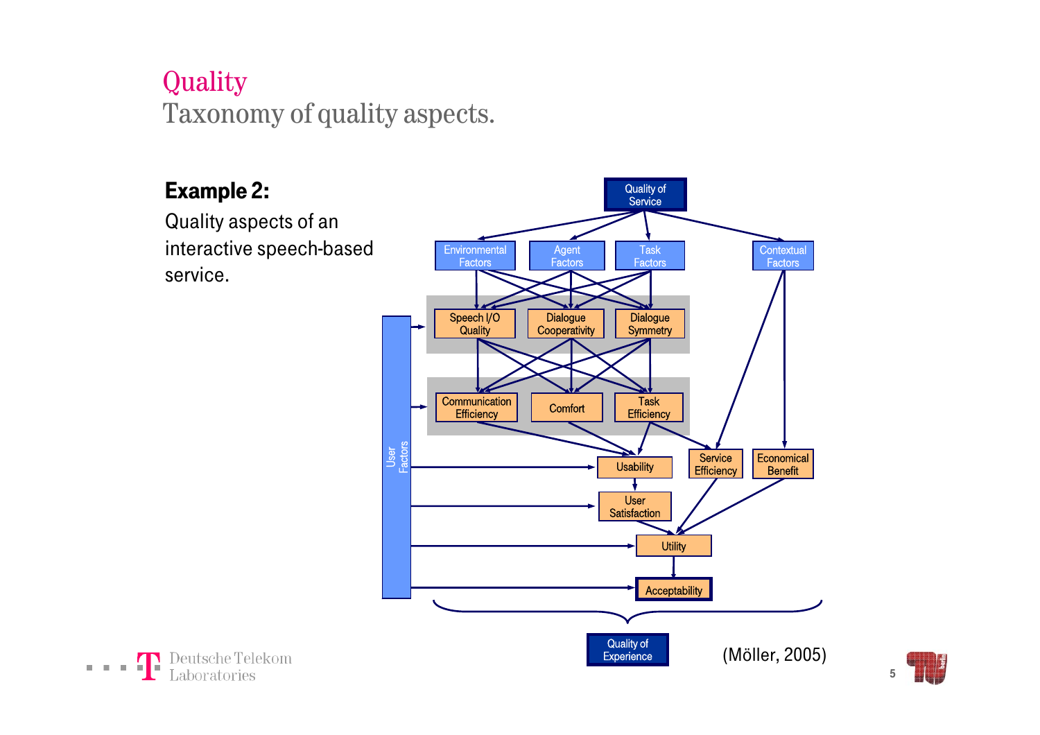# Quality

## Taxonomy of quality aspects.

**Example 2:**

Quality aspects of an interactive speech-based service.

Quality of Service

Environmental Factors | Agent Factors | Task Factors | Contextual Factors

Speech I/O Quality | Dialogue Cooperativity | Dialogue Symmetry

Communication Efficiency | Comfort | Task Efficiency

User Factors

Usability | Service Efficiency | Economical Benefit

User Satisfaction

Utility

Acceptability

Quality of Experience

(Möller, 2005)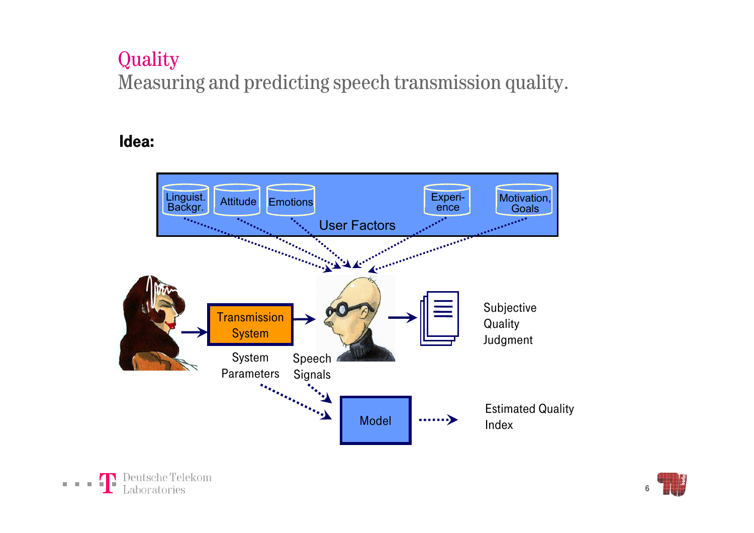# Quality

## Measuring and predicting speech transmission quality.

**Idea:**

User Factors: Linguist. Backgr. | Attitude | Emotions | Experi-ence | Motivation, Goals

Transmission System → Speech Signals → Subjective Quality Judgment

System Parameters, Speech Signals → Model → Estimated Quality Index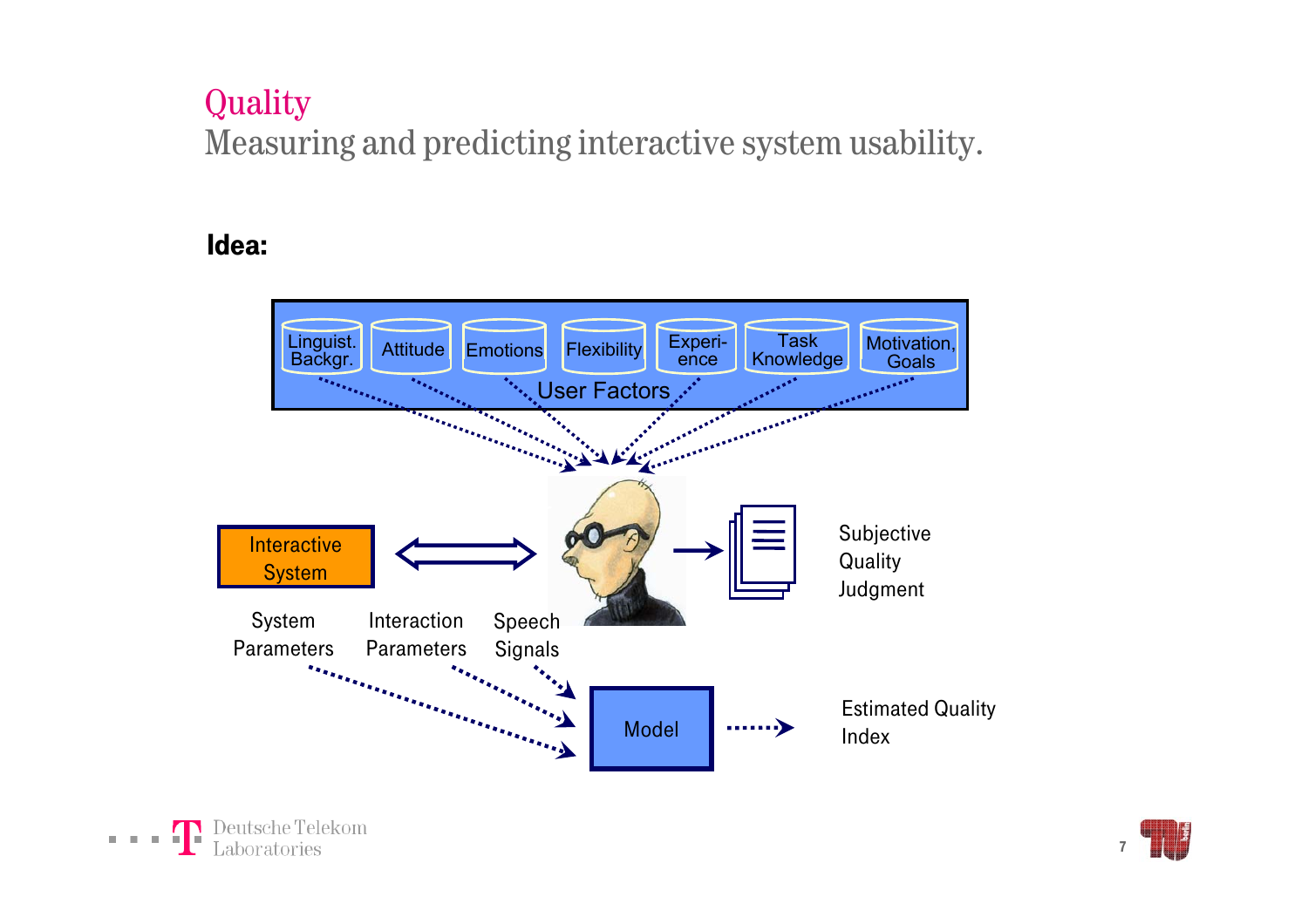# Quality

## Measuring and predicting interactive system usability.

**Idea:**

User Factors: Linguist. Backgr. | Attitude | Emotions | Flexibility | Experience | Task Knowledge | Motivation, Goals

Interactive System

Subjective Quality Judgment

System Parameters

Interaction Parameters

Speech Signals

Model

Estimated Quality Index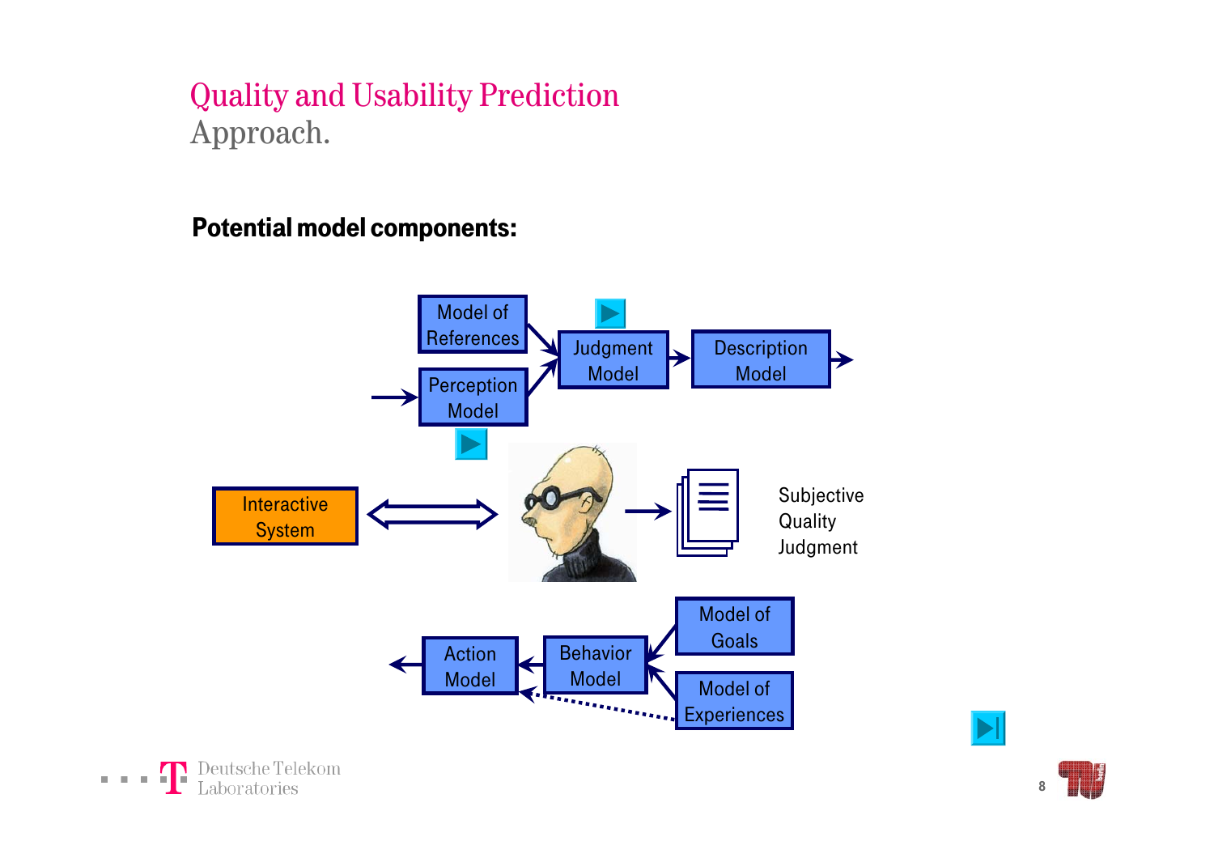# Quality and Usability Prediction
## Approach.

**Potential model components:**

Model of References

Perception Model

Judgment Model

Description Model

Interactive System

Subjective Quality Judgment

Action Model

Behavior Model

Model of Goals

Model of Experiences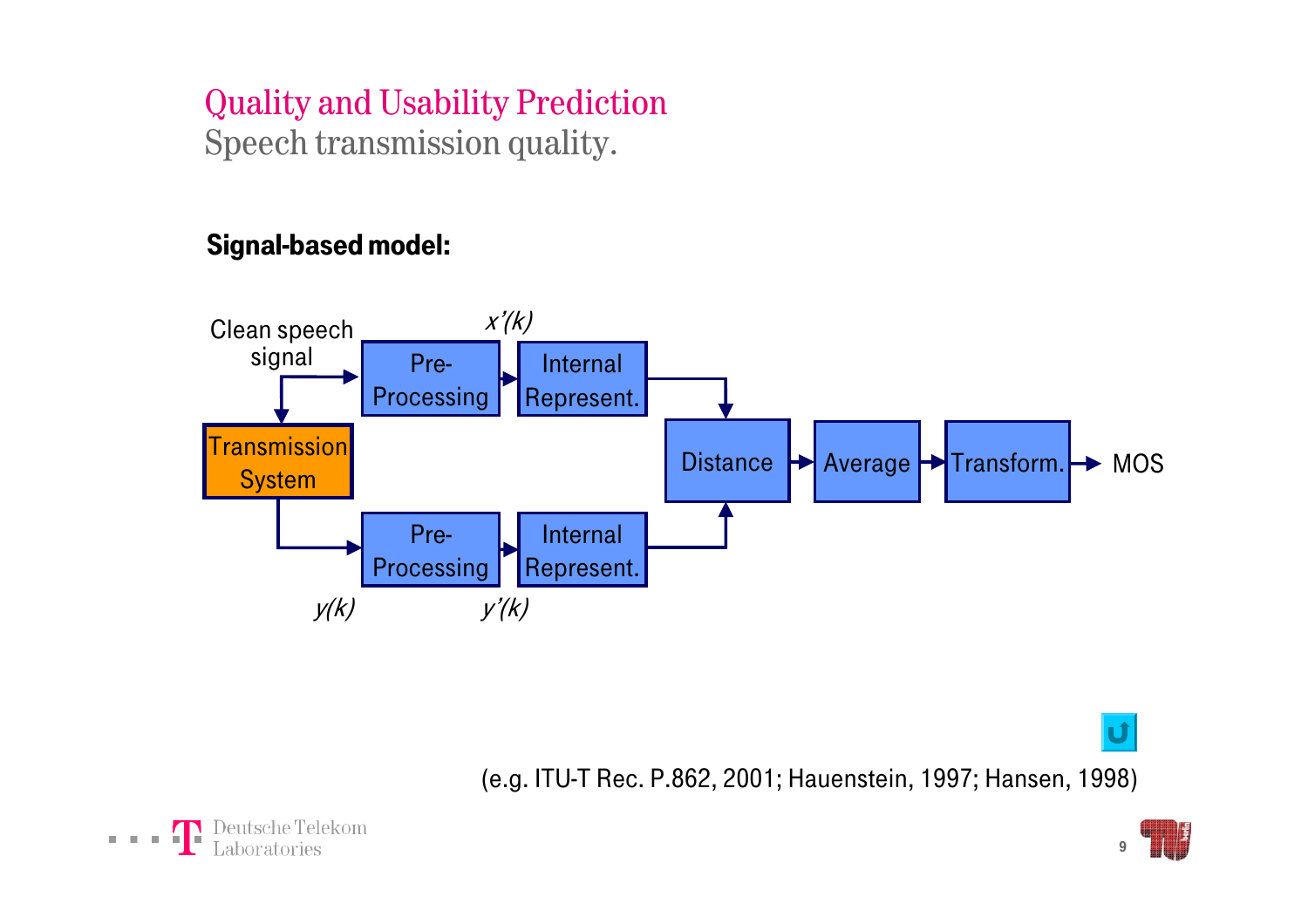# Quality and Usability Prediction

Speech transmission quality.

**Signal-based model:**

Clean speech signal → Pre-Processing → $x'(k)$ → Internal Represent. → Distance

Clean speech signal → Transmission System → $y(k)$ → Pre-Processing → $y'(k)$ → Internal Represent. → Distance

Distance → Average → Transform. → MOS

(e.g. ITU-T Rec. P.862, 2001; Hauenstein, 1997; Hansen, 1998)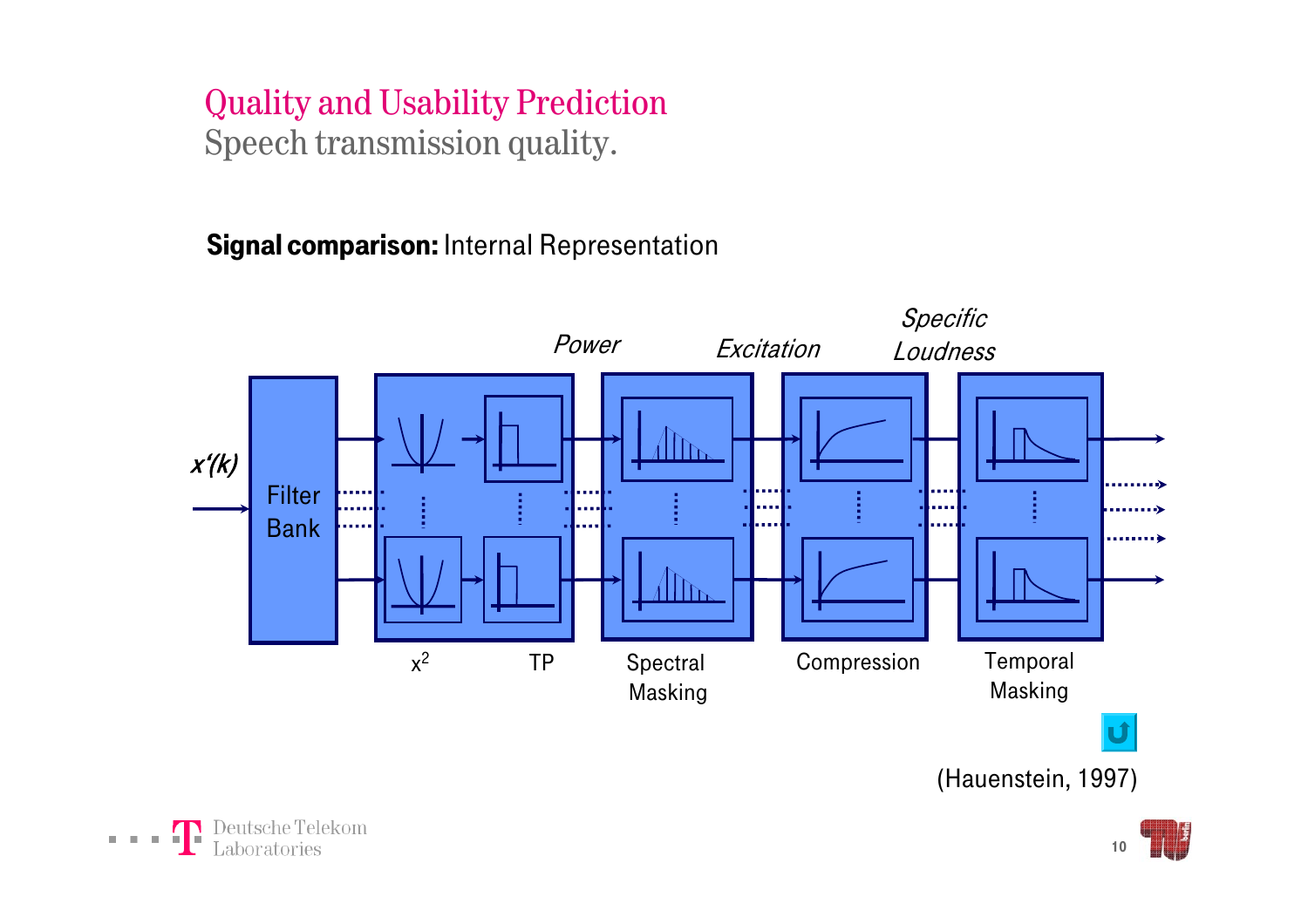# Quality and Usability Prediction

## Speech transmission quality.

**Signal comparison:** Internal Representation

$x'(k)$ → Filter Bank → $x^2$ → TP → *Power* → Spectral Masking → *Excitation* → Compression → *Specific Loudness* → Temporal Masking →

(Hauenstein, 1997)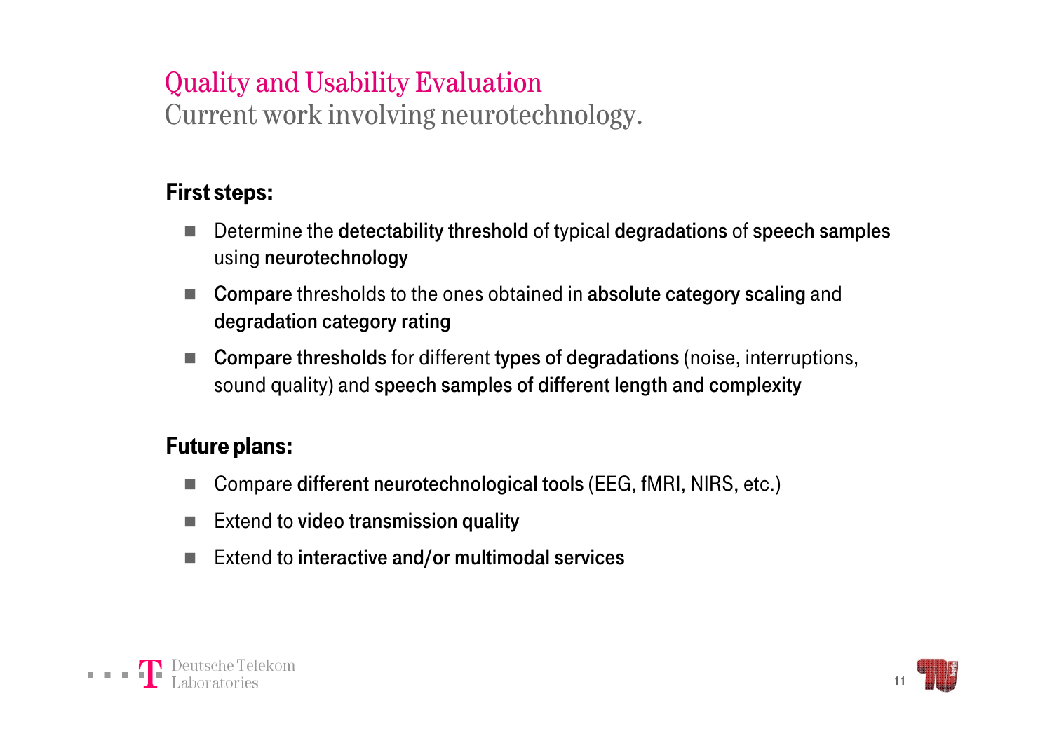# Quality and Usability Evaluation

## Current work involving neurotechnology.

**First steps:**

- Determine the **detectability threshold** of typical **degradations** of **speech samples** using **neurotechnology**
- **Compare** thresholds to the ones obtained in **absolute category scaling** and **degradation category rating**
- **Compare thresholds** for different **types of degradations** (noise, interruptions, sound quality) and **speech samples of different length and complexity**

**Future plans:**

- Compare **different neurotechnological tools** (EEG, fMRI, NIRS, etc.)
- Extend to **video transmission quality**
- Extend to **interactive and/or multimodal services**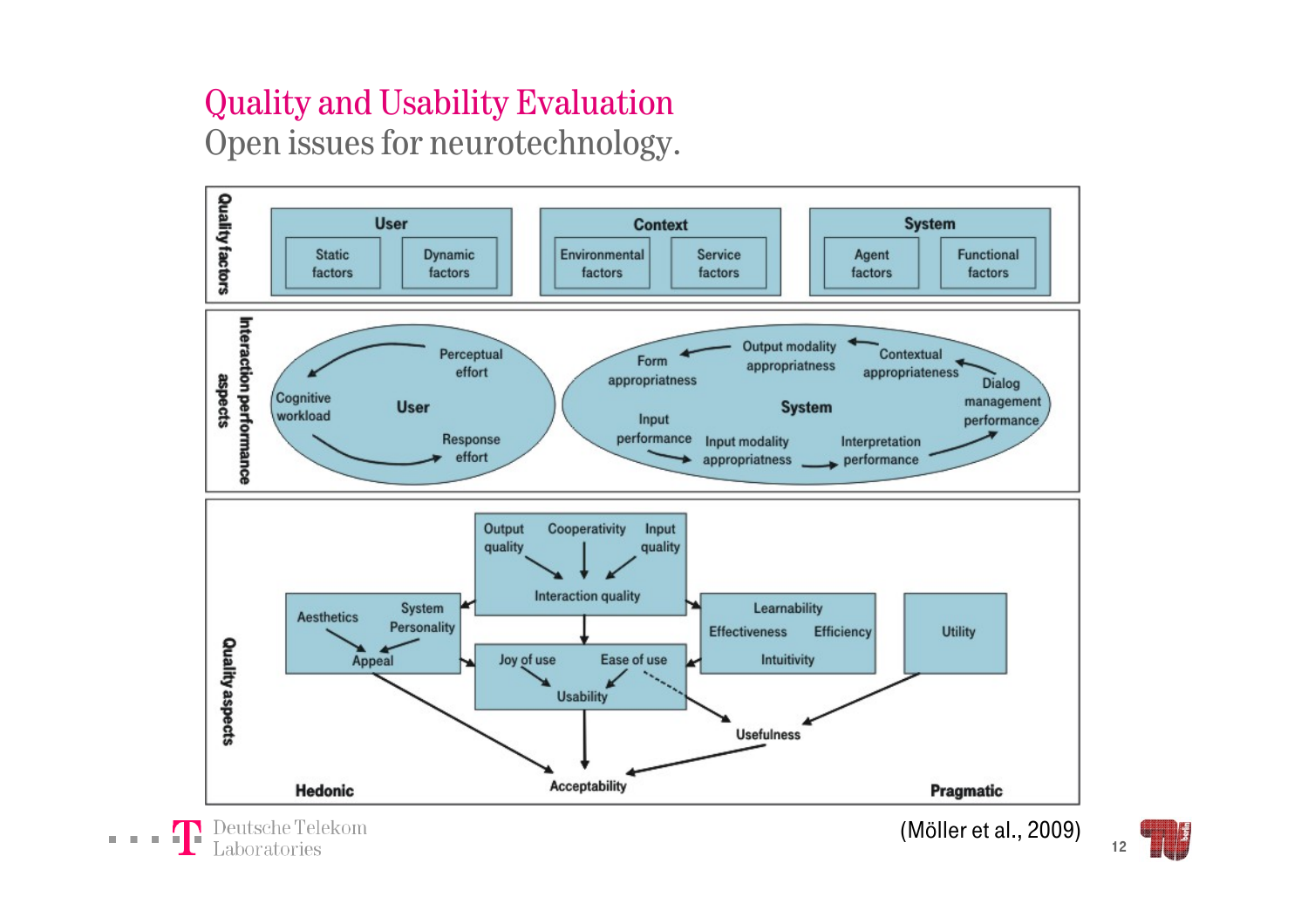# Quality and Usability Evaluation

## Open issues for neurotechnology.

**Quality factors**

- **User**: Static factors; Dynamic factors
- **Context**: Environmental factors; Service factors
- **System**: Agent factors; Functional factors

**Interaction performance aspects**

- **User**: Perceptual effort → Cognitive workload → Response effort
- **System**: Input performance → Input modality appropriatness → Interpretation performance → Dialog management performance → Contextual appropriateness → Output modality appropriatness → Form appropriatness

**Quality aspects**

- Output quality, Cooperativity, Input quality → Interaction quality
- Aesthetics, System Personality → Appeal
- Learnability, Effectiveness, Efficiency, Intuitivity
- Joy of use, Ease of use → Usability
- Utility
- Usefulness
- Acceptability

Hedonic — Pragmatic

(Möller et al., 2009)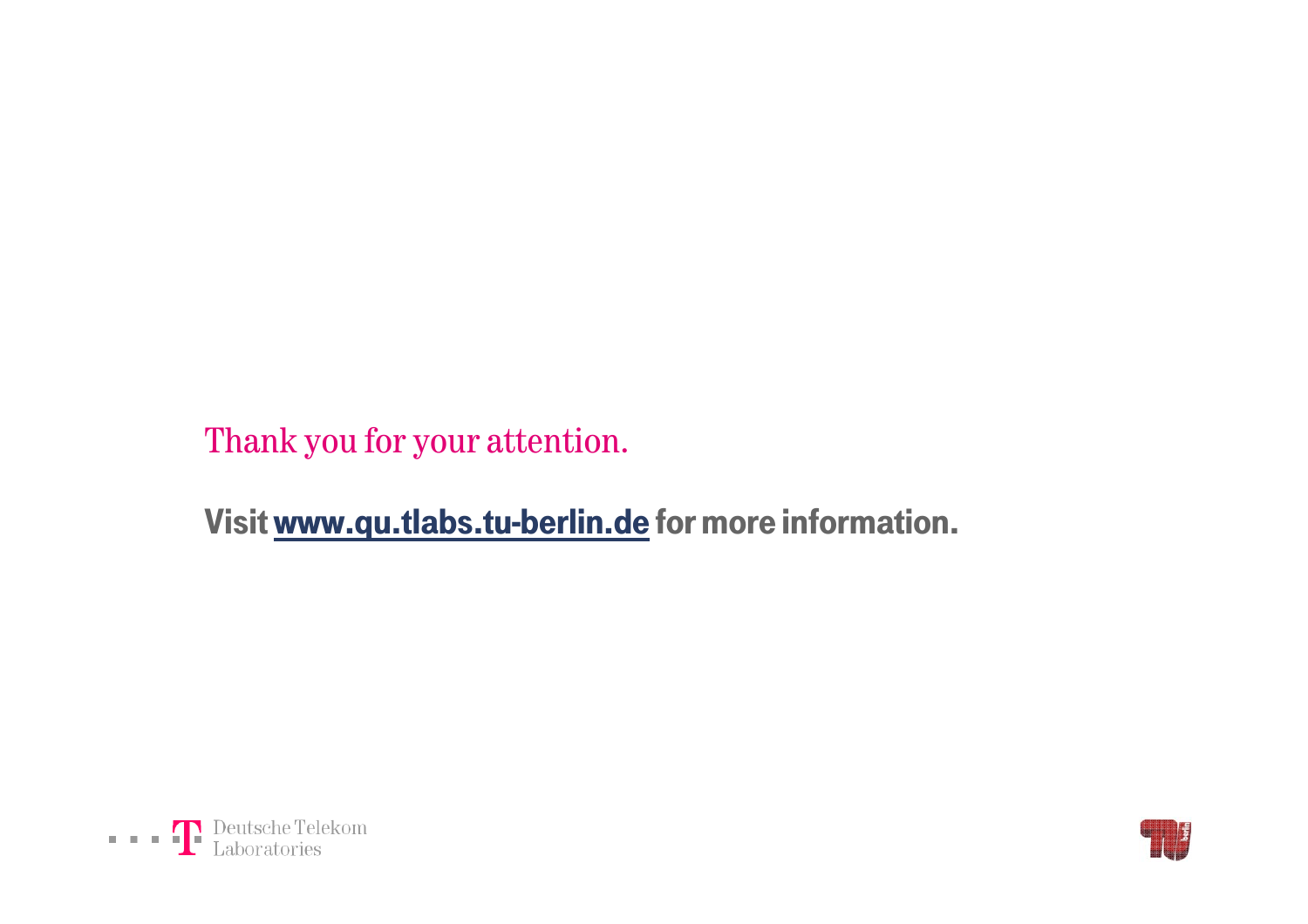Thank you for your attention.

**Visit www.qu.tlabs.tu-berlin.de for more information.**